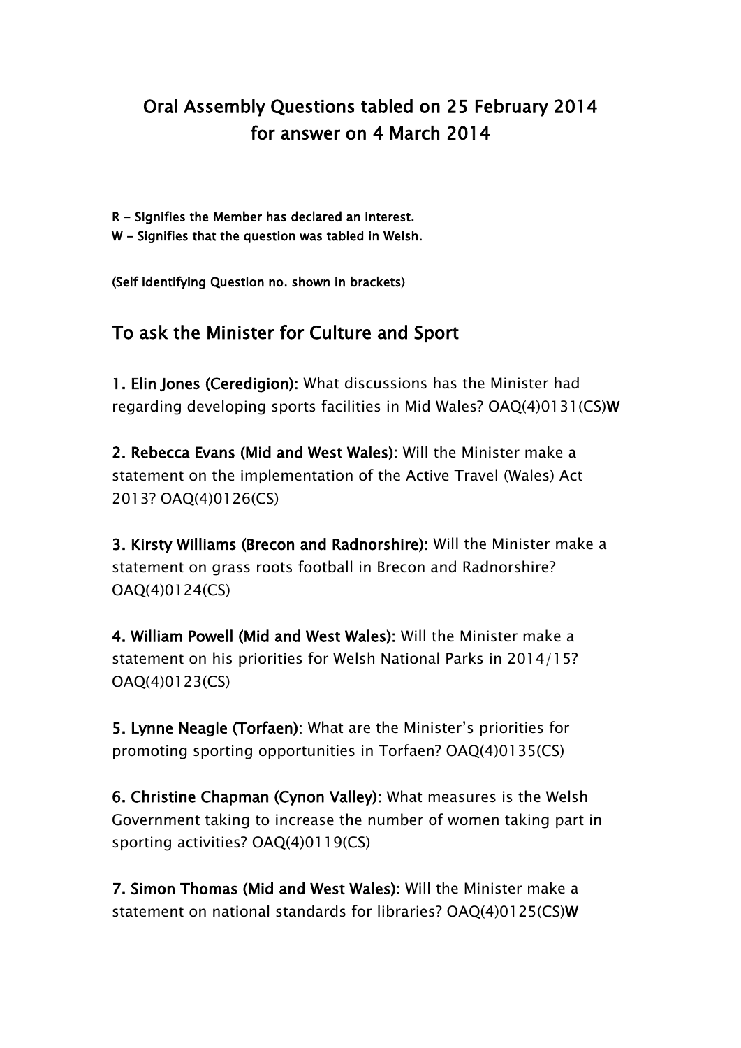# Oral Assembly Questions tabled on 25 February 2014 for answer on 4 March 2014

**R - Signifies the Member has declared an interest.**
**W - Signifies that the question was tabled in Welsh.**

**(Self identifying Question no. shown in brackets)**

## To ask the Minister for Culture and Sport

**1. Elin Jones (Ceredigion):** What discussions has the Minister had regarding developing sports facilities in Mid Wales? OAQ(4)0131(CS)**W**

**2. Rebecca Evans (Mid and West Wales):** Will the Minister make a statement on the implementation of the Active Travel (Wales) Act 2013? OAQ(4)0126(CS)

**3. Kirsty Williams (Brecon and Radnorshire):** Will the Minister make a statement on grass roots football in Brecon and Radnorshire? OAQ(4)0124(CS)

**4. William Powell (Mid and West Wales):** Will the Minister make a statement on his priorities for Welsh National Parks in 2014/15? OAQ(4)0123(CS)

**5. Lynne Neagle (Torfaen):** What are the Minister's priorities for promoting sporting opportunities in Torfaen? OAQ(4)0135(CS)

**6. Christine Chapman (Cynon Valley):** What measures is the Welsh Government taking to increase the number of women taking part in sporting activities? OAQ(4)0119(CS)

**7. Simon Thomas (Mid and West Wales):** Will the Minister make a statement on national standards for libraries? OAQ(4)0125(CS)**W**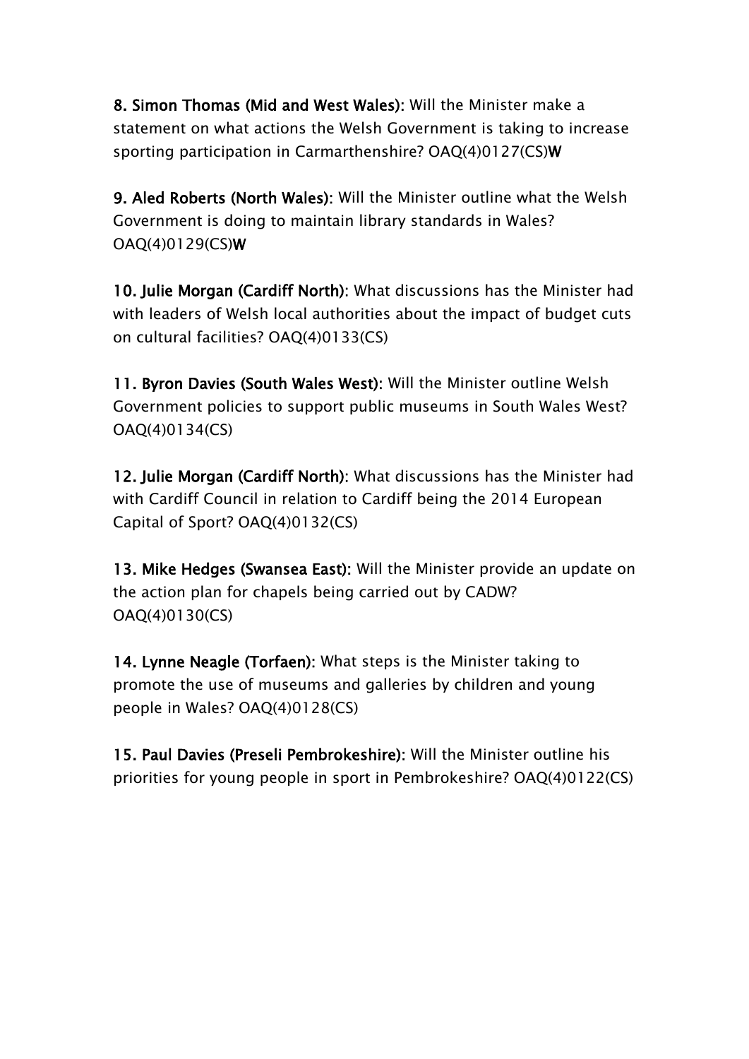**8. Simon Thomas (Mid and West Wales):** Will the Minister make a statement on what actions the Welsh Government is taking to increase sporting participation in Carmarthenshire? OAQ(4)0127(CS)**W**

**9. Aled Roberts (North Wales):** Will the Minister outline what the Welsh Government is doing to maintain library standards in Wales? OAQ(4)0129(CS)**W**

**10. Julie Morgan (Cardiff North):** What discussions has the Minister had with leaders of Welsh local authorities about the impact of budget cuts on cultural facilities? OAQ(4)0133(CS)

**11. Byron Davies (South Wales West):** Will the Minister outline Welsh Government policies to support public museums in South Wales West? OAQ(4)0134(CS)

**12. Julie Morgan (Cardiff North):** What discussions has the Minister had with Cardiff Council in relation to Cardiff being the 2014 European Capital of Sport? OAQ(4)0132(CS)

**13. Mike Hedges (Swansea East):** Will the Minister provide an update on the action plan for chapels being carried out by CADW? OAQ(4)0130(CS)

**14. Lynne Neagle (Torfaen):** What steps is the Minister taking to promote the use of museums and galleries by children and young people in Wales? OAQ(4)0128(CS)

**15. Paul Davies (Preseli Pembrokeshire):** Will the Minister outline his priorities for young people in sport in Pembrokeshire? OAQ(4)0122(CS)